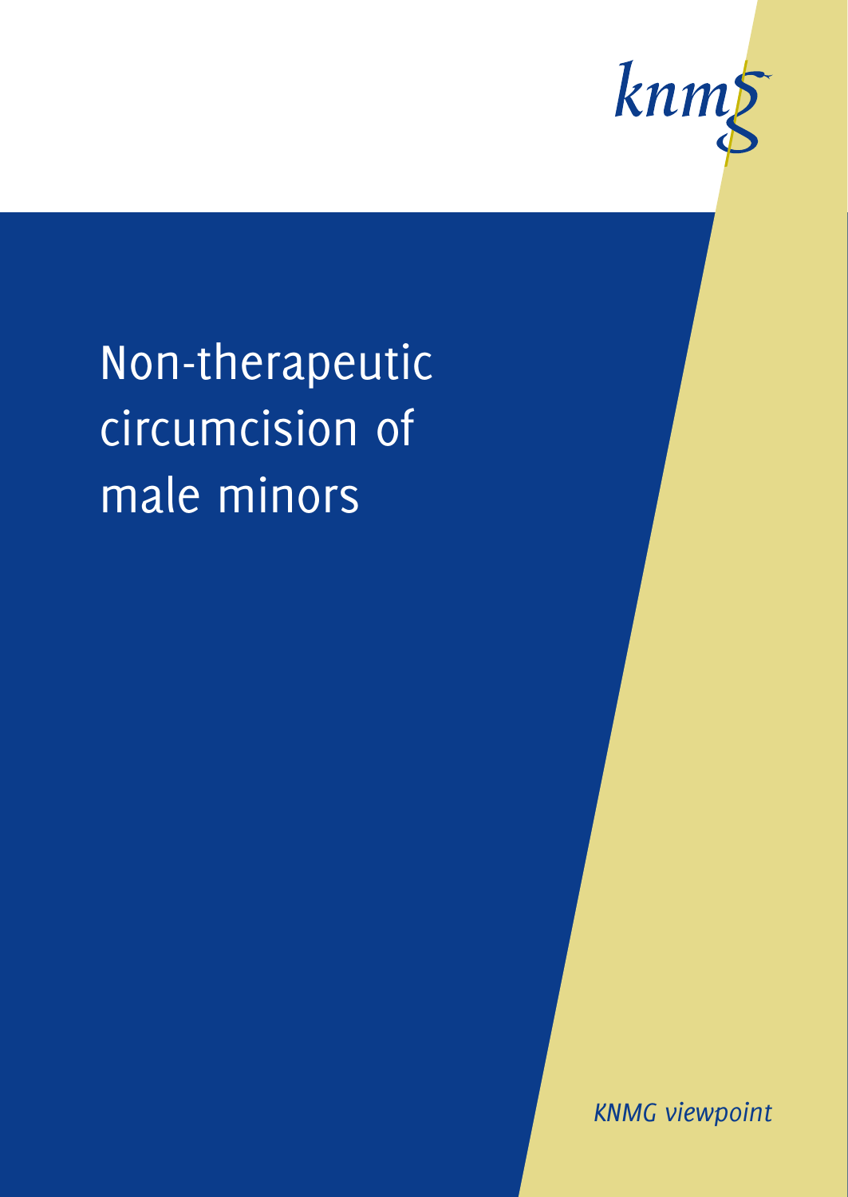knmg

# Non-therapeutic circumcision of male minors

*KNMG viewpoint*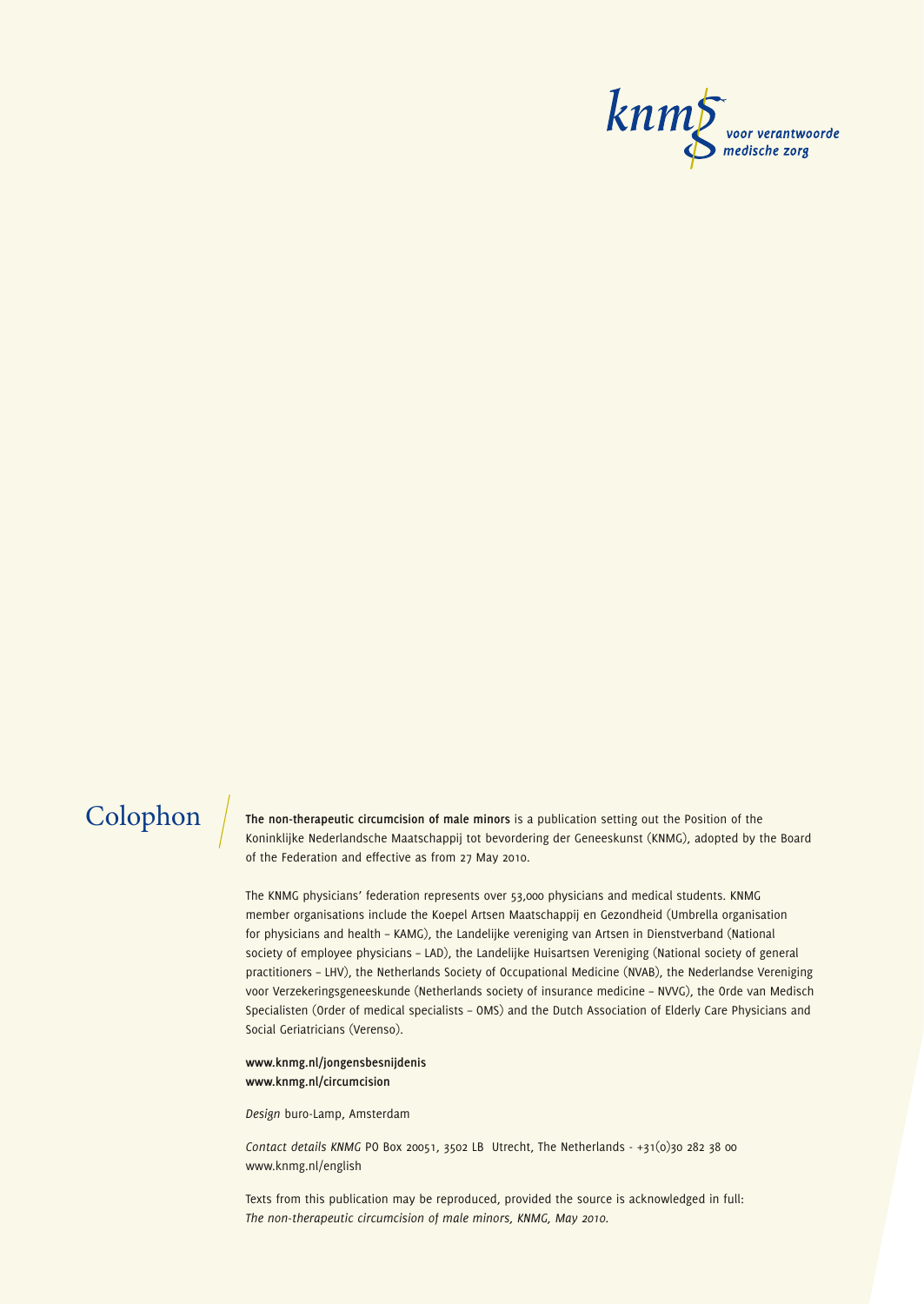knmg voor verantwoorde medische zorg

# Colophon

**The non-therapeutic circumcision of male minors** is a publication setting out the Position of the Koninklijke Nederlandsche Maatschappij tot bevordering der Geneeskunst (KNMG), adopted by the Board of the Federation and effective as from 27 May 2010.

The KNMG physicians' federation represents over 53,000 physicians and medical students. KNMG member organisations include the Koepel Artsen Maatschappij en Gezondheid (Umbrella organisation for physicians and health – KAMG), the Landelijke vereniging van Artsen in Dienstverband (National society of employee physicians – LAD), the Landelijke Huisartsen Vereniging (National society of general practitioners – LHV), the Netherlands Society of Occupational Medicine (NVAB), the Nederlandse Vereniging voor Verzekeringsgeneeskunde (Netherlands society of insurance medicine – NVVG), the Orde van Medisch Specialisten (Order of medical specialists – OMS) and the Dutch Association of Elderly Care Physicians and Social Geriatricians (Verenso).

**www.knmg.nl/jongensbesnijdenis**
**www.knmg.nl/circumcision**

*Design* buro-Lamp, Amsterdam

*Contact details KNMG* PO Box 20051, 3502 LB Utrecht, The Netherlands - +31(0)30 282 38 00
www.knmg.nl/english

Texts from this publication may be reproduced, provided the source is acknowledged in full:
*The non-therapeutic circumcision of male minors, KNMG, May 2010.*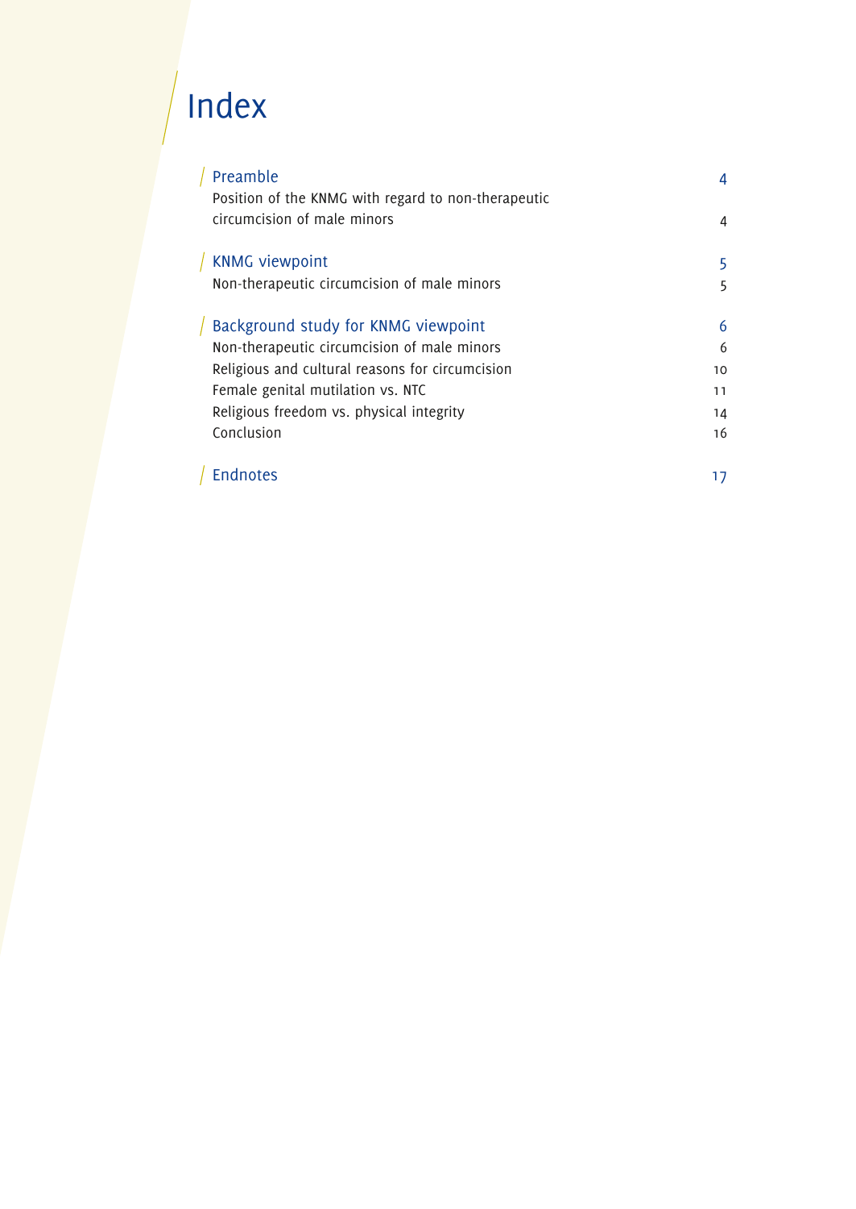# Index

**Preamble** 4

Position of the KNMG with regard to non-therapeutic circumcision of male minors 4

**KNMG viewpoint** 5

Non-therapeutic circumcision of male minors 5

**Background study for KNMG viewpoint** 6

Non-therapeutic circumcision of male minors 6

Religious and cultural reasons for circumcision 10

Female genital mutilation vs. NTC 11

Religious freedom vs. physical integrity 14

Conclusion 16

**Endnotes** 17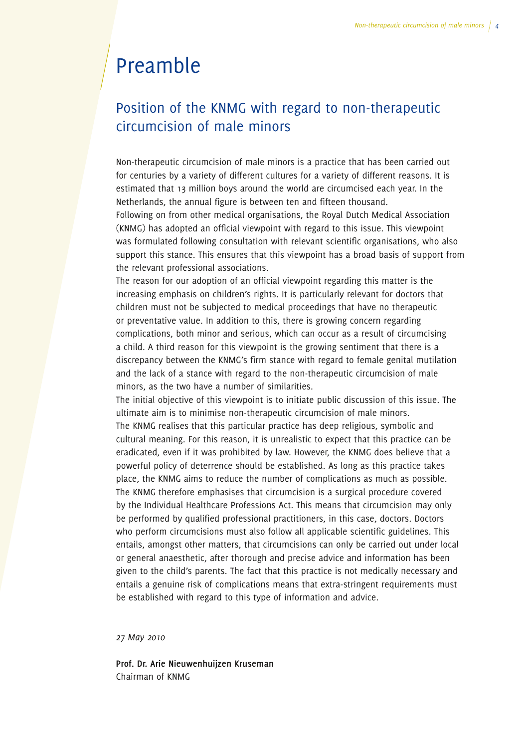# Preamble

## Position of the KNMG with regard to non-therapeutic circumcision of male minors

Non-therapeutic circumcision of male minors is a practice that has been carried out for centuries by a variety of different cultures for a variety of different reasons. It is estimated that 13 million boys around the world are circumcised each year. In the Netherlands, the annual figure is between ten and fifteen thousand.

Following on from other medical organisations, the Royal Dutch Medical Association (KNMG) has adopted an official viewpoint with regard to this issue. This viewpoint was formulated following consultation with relevant scientific organisations, who also support this stance. This ensures that this viewpoint has a broad basis of support from the relevant professional associations.

The reason for our adoption of an official viewpoint regarding this matter is the increasing emphasis on children's rights. It is particularly relevant for doctors that children must not be subjected to medical proceedings that have no therapeutic or preventative value. In addition to this, there is growing concern regarding complications, both minor and serious, which can occur as a result of circumcising a child. A third reason for this viewpoint is the growing sentiment that there is a discrepancy between the KNMG's firm stance with regard to female genital mutilation and the lack of a stance with regard to the non-therapeutic circumcision of male minors, as the two have a number of similarities.

The initial objective of this viewpoint is to initiate public discussion of this issue. The ultimate aim is to minimise non-therapeutic circumcision of male minors.

The KNMG realises that this particular practice has deep religious, symbolic and cultural meaning. For this reason, it is unrealistic to expect that this practice can be eradicated, even if it was prohibited by law. However, the KNMG does believe that a powerful policy of deterrence should be established. As long as this practice takes place, the KNMG aims to reduce the number of complications as much as possible.

The KNMG therefore emphasises that circumcision is a surgical procedure covered by the Individual Healthcare Professions Act. This means that circumcision may only be performed by qualified professional practitioners, in this case, doctors. Doctors who perform circumcisions must also follow all applicable scientific guidelines. This entails, amongst other matters, that circumcisions can only be carried out under local or general anaesthetic, after thorough and precise advice and information has been given to the child's parents. The fact that this practice is not medically necessary and entails a genuine risk of complications means that extra-stringent requirements must be established with regard to this type of information and advice.

*27 May 2010*

**Prof. Dr. Arie Nieuwenhuijzen Kruseman**
Chairman of KNMG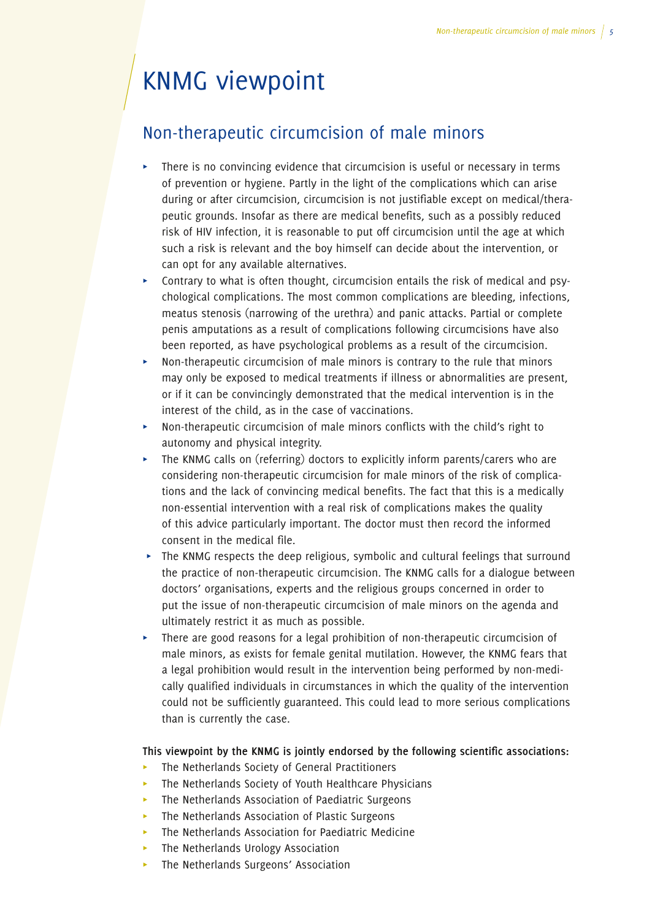# KNMG viewpoint

## Non-therapeutic circumcision of male minors

- There is no convincing evidence that circumcision is useful or necessary in terms of prevention or hygiene. Partly in the light of the complications which can arise during or after circumcision, circumcision is not justifiable except on medical/therapeutic grounds. Insofar as there are medical benefits, such as a possibly reduced risk of HIV infection, it is reasonable to put off circumcision until the age at which such a risk is relevant and the boy himself can decide about the intervention, or can opt for any available alternatives.
- Contrary to what is often thought, circumcision entails the risk of medical and psychological complications. The most common complications are bleeding, infections, meatus stenosis (narrowing of the urethra) and panic attacks. Partial or complete penis amputations as a result of complications following circumcisions have also been reported, as have psychological problems as a result of the circumcision.
- Non-therapeutic circumcision of male minors is contrary to the rule that minors may only be exposed to medical treatments if illness or abnormalities are present, or if it can be convincingly demonstrated that the medical intervention is in the interest of the child, as in the case of vaccinations.
- Non-therapeutic circumcision of male minors conflicts with the child's right to autonomy and physical integrity.
- The KNMG calls on (referring) doctors to explicitly inform parents/carers who are considering non-therapeutic circumcision for male minors of the risk of complications and the lack of convincing medical benefits. The fact that this is a medically non-essential intervention with a real risk of complications makes the quality of this advice particularly important. The doctor must then record the informed consent in the medical file.
- The KNMG respects the deep religious, symbolic and cultural feelings that surround the practice of non-therapeutic circumcision. The KNMG calls for a dialogue between doctors' organisations, experts and the religious groups concerned in order to put the issue of non-therapeutic circumcision of male minors on the agenda and ultimately restrict it as much as possible.
- There are good reasons for a legal prohibition of non-therapeutic circumcision of male minors, as exists for female genital mutilation. However, the KNMG fears that a legal prohibition would result in the intervention being performed by non-medically qualified individuals in circumstances in which the quality of the intervention could not be sufficiently guaranteed. This could lead to more serious complications than is currently the case.

**This viewpoint by the KNMG is jointly endorsed by the following scientific associations:**

- The Netherlands Society of General Practitioners
- The Netherlands Society of Youth Healthcare Physicians
- The Netherlands Association of Paediatric Surgeons
- The Netherlands Association of Plastic Surgeons
- The Netherlands Association for Paediatric Medicine
- The Netherlands Urology Association
- The Netherlands Surgeons' Association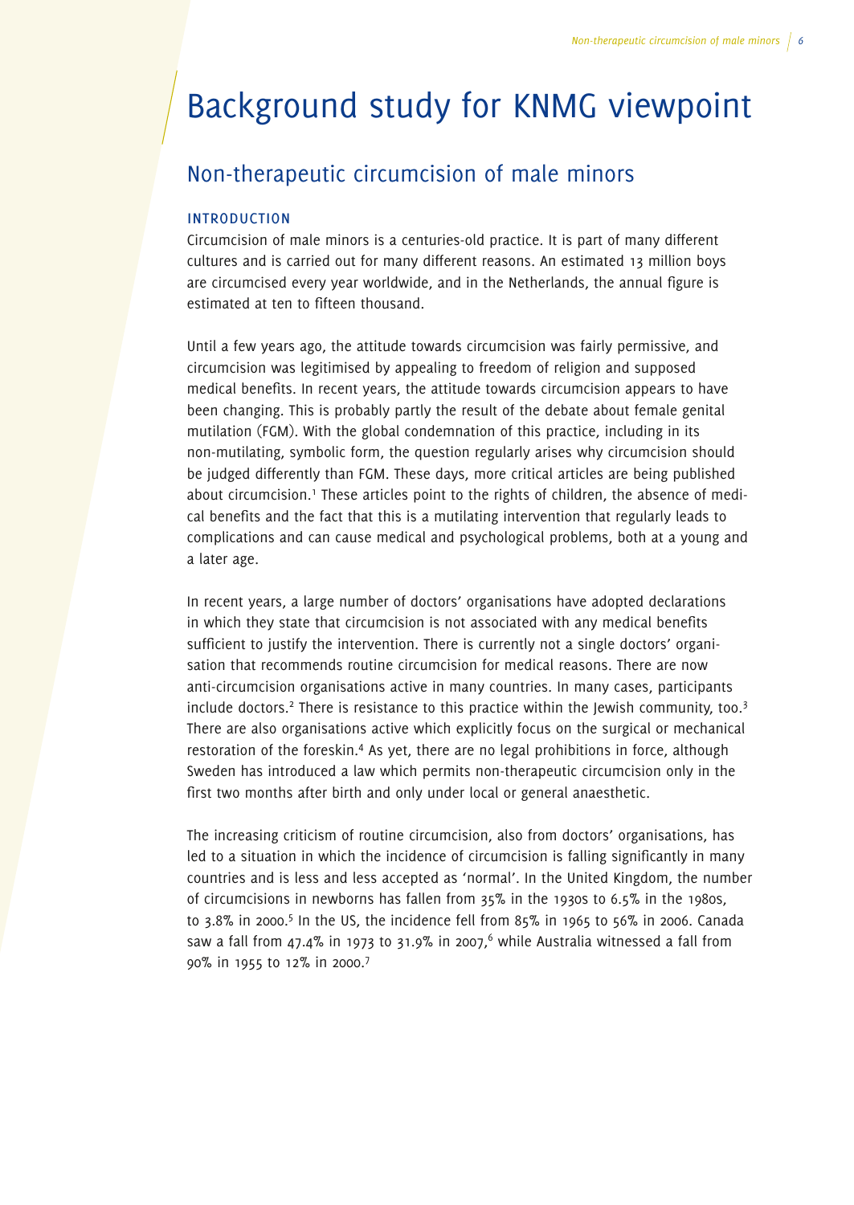# Background study for KNMG viewpoint

## Non-therapeutic circumcision of male minors

### INTRODUCTION

Circumcision of male minors is a centuries-old practice. It is part of many different cultures and is carried out for many different reasons. An estimated 13 million boys are circumcised every year worldwide, and in the Netherlands, the annual figure is estimated at ten to fifteen thousand.

Until a few years ago, the attitude towards circumcision was fairly permissive, and circumcision was legitimised by appealing to freedom of religion and supposed medical benefits. In recent years, the attitude towards circumcision appears to have been changing. This is probably partly the result of the debate about female genital mutilation (FGM). With the global condemnation of this practice, including in its non-mutilating, symbolic form, the question regularly arises why circumcision should be judged differently than FGM. These days, more critical articles are being published about circumcision.[1] These articles point to the rights of children, the absence of medical benefits and the fact that this is a mutilating intervention that regularly leads to complications and can cause medical and psychological problems, both at a young and a later age.

In recent years, a large number of doctors' organisations have adopted declarations in which they state that circumcision is not associated with any medical benefits sufficient to justify the intervention. There is currently not a single doctors' organisation that recommends routine circumcision for medical reasons. There are now anti-circumcision organisations active in many countries. In many cases, participants include doctors.[2] There is resistance to this practice within the Jewish community, too.[3] There are also organisations active which explicitly focus on the surgical or mechanical restoration of the foreskin.[4] As yet, there are no legal prohibitions in force, although Sweden has introduced a law which permits non-therapeutic circumcision only in the first two months after birth and only under local or general anaesthetic.

The increasing criticism of routine circumcision, also from doctors' organisations, has led to a situation in which the incidence of circumcision is falling significantly in many countries and is less and less accepted as 'normal'. In the United Kingdom, the number of circumcisions in newborns has fallen from 35% in the 1930s to 6.5% in the 1980s, to 3.8% in 2000.[5] In the US, the incidence fell from 85% in 1965 to 56% in 2006. Canada saw a fall from 47.4% in 1973 to 31.9% in 2007,[6] while Australia witnessed a fall from 90% in 1955 to 12% in 2000.[7]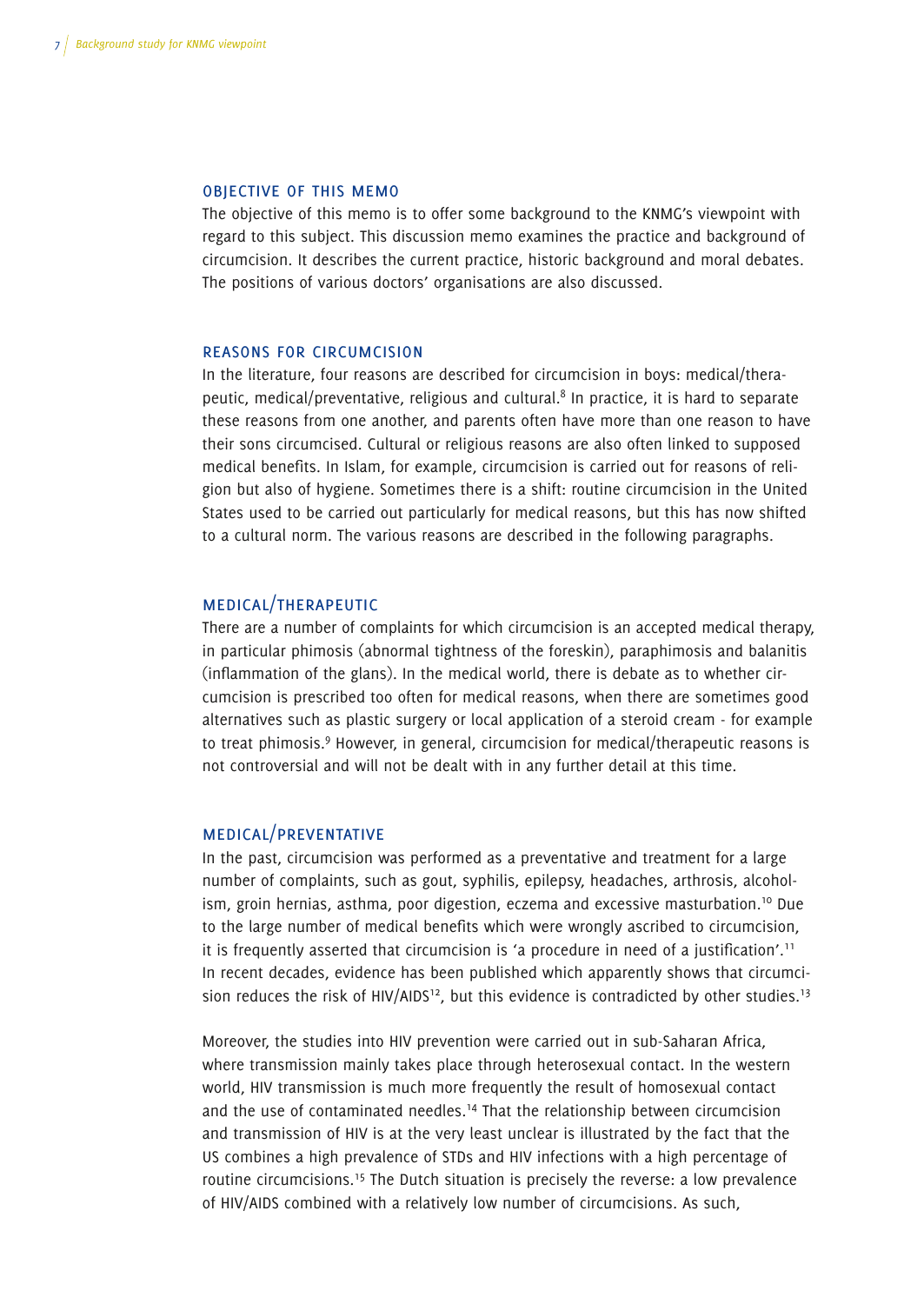## OBJECTIVE OF THIS MEMO

The objective of this memo is to offer some background to the KNMG's viewpoint with regard to this subject. This discussion memo examines the practice and background of circumcision. It describes the current practice, historic background and moral debates. The positions of various doctors' organisations are also discussed.

## REASONS FOR CIRCUMCISION

In the literature, four reasons are described for circumcision in boys: medical/therapeutic, medical/preventative, religious and cultural.[8] In practice, it is hard to separate these reasons from one another, and parents often have more than one reason to have their sons circumcised. Cultural or religious reasons are also often linked to supposed medical benefits. In Islam, for example, circumcision is carried out for reasons of religion but also of hygiene. Sometimes there is a shift: routine circumcision in the United States used to be carried out particularly for medical reasons, but this has now shifted to a cultural norm. The various reasons are described in the following paragraphs.

### MEDICAL/THERAPEUTIC

There are a number of complaints for which circumcision is an accepted medical therapy, in particular phimosis (abnormal tightness of the foreskin), paraphimosis and balanitis (inflammation of the glans). In the medical world, there is debate as to whether circumcision is prescribed too often for medical reasons, when there are sometimes good alternatives such as plastic surgery or local application of a steroid cream - for example to treat phimosis.[9] However, in general, circumcision for medical/therapeutic reasons is not controversial and will not be dealt with in any further detail at this time.

### MEDICAL/PREVENTATIVE

In the past, circumcision was performed as a preventative and treatment for a large number of complaints, such as gout, syphilis, epilepsy, headaches, arthrosis, alcoholism, groin hernias, asthma, poor digestion, eczema and excessive masturbation.[10] Due to the large number of medical benefits which were wrongly ascribed to circumcision, it is frequently asserted that circumcision is 'a procedure in need of a justification'.[11] In recent decades, evidence has been published which apparently shows that circumcision reduces the risk of HIV/AIDS[12], but this evidence is contradicted by other studies.[13]

Moreover, the studies into HIV prevention were carried out in sub-Saharan Africa, where transmission mainly takes place through heterosexual contact. In the western world, HIV transmission is much more frequently the result of homosexual contact and the use of contaminated needles.[14] That the relationship between circumcision and transmission of HIV is at the very least unclear is illustrated by the fact that the US combines a high prevalence of STDs and HIV infections with a high percentage of routine circumcisions.[15] The Dutch situation is precisely the reverse: a low prevalence of HIV/AIDS combined with a relatively low number of circumcisions. As such,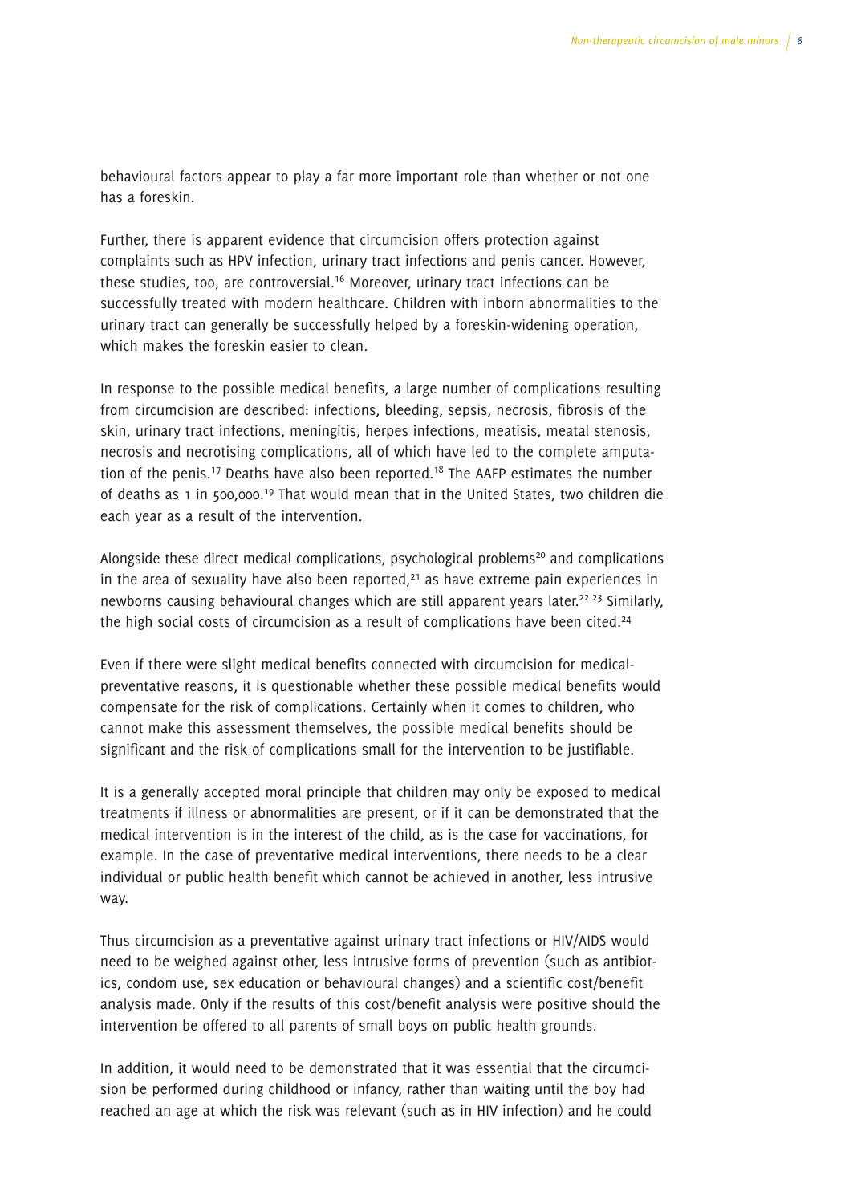behavioural factors appear to play a far more important role than whether or not one has a foreskin.

Further, there is apparent evidence that circumcision offers protection against complaints such as HPV infection, urinary tract infections and penis cancer. However, these studies, too, are controversial.[16] Moreover, urinary tract infections can be successfully treated with modern healthcare. Children with inborn abnormalities to the urinary tract can generally be successfully helped by a foreskin-widening operation, which makes the foreskin easier to clean.

In response to the possible medical benefits, a large number of complications resulting from circumcision are described: infections, bleeding, sepsis, necrosis, fibrosis of the skin, urinary tract infections, meningitis, herpes infections, meatisis, meatal stenosis, necrosis and necrotising complications, all of which have led to the complete amputation of the penis.[17] Deaths have also been reported.[18] The AAFP estimates the number of deaths as 1 in 500,000.[19] That would mean that in the United States, two children die each year as a result of the intervention.

Alongside these direct medical complications, psychological problems[20] and complications in the area of sexuality have also been reported,[21] as have extreme pain experiences in newborns causing behavioural changes which are still apparent years later.[22][23] Similarly, the high social costs of circumcision as a result of complications have been cited.[24]

Even if there were slight medical benefits connected with circumcision for medical-preventative reasons, it is questionable whether these possible medical benefits would compensate for the risk of complications. Certainly when it comes to children, who cannot make this assessment themselves, the possible medical benefits should be significant and the risk of complications small for the intervention to be justifiable.

It is a generally accepted moral principle that children may only be exposed to medical treatments if illness or abnormalities are present, or if it can be demonstrated that the medical intervention is in the interest of the child, as is the case for vaccinations, for example. In the case of preventative medical interventions, there needs to be a clear individual or public health benefit which cannot be achieved in another, less intrusive way.

Thus circumcision as a preventative against urinary tract infections or HIV/AIDS would need to be weighed against other, less intrusive forms of prevention (such as antibiotics, condom use, sex education or behavioural changes) and a scientific cost/benefit analysis made. Only if the results of this cost/benefit analysis were positive should the intervention be offered to all parents of small boys on public health grounds.

In addition, it would need to be demonstrated that it was essential that the circumcision be performed during childhood or infancy, rather than waiting until the boy had reached an age at which the risk was relevant (such as in HIV infection) and he could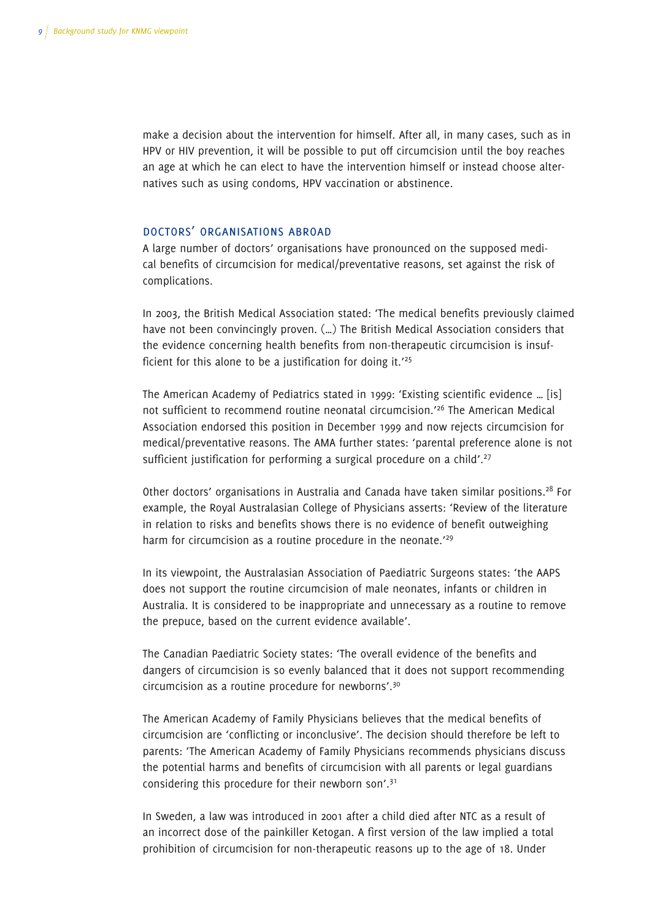make a decision about the intervention for himself. After all, in many cases, such as in HPV or HIV prevention, it will be possible to put off circumcision until the boy reaches an age at which he can elect to have the intervention himself or instead choose alternatives such as using condoms, HPV vaccination or abstinence.

## Doctors' organisations abroad

A large number of doctors' organisations have pronounced on the supposed medical benefits of circumcision for medical/preventative reasons, set against the risk of complications.

In 2003, the British Medical Association stated: 'The medical benefits previously claimed have not been convincingly proven. (…) The British Medical Association considers that the evidence concerning health benefits from non-therapeutic circumcision is insufficient for this alone to be a justification for doing it.'[25]

The American Academy of Pediatrics stated in 1999: 'Existing scientific evidence … [is] not sufficient to recommend routine neonatal circumcision.'[26] The American Medical Association endorsed this position in December 1999 and now rejects circumcision for medical/preventative reasons. The AMA further states: 'parental preference alone is not sufficient justification for performing a surgical procedure on a child'.[27]

Other doctors' organisations in Australia and Canada have taken similar positions.[28] For example, the Royal Australasian College of Physicians asserts: 'Review of the literature in relation to risks and benefits shows there is no evidence of benefit outweighing harm for circumcision as a routine procedure in the neonate.'[29]

In its viewpoint, the Australasian Association of Paediatric Surgeons states: 'the AAPS does not support the routine circumcision of male neonates, infants or children in Australia. It is considered to be inappropriate and unnecessary as a routine to remove the prepuce, based on the current evidence available'.

The Canadian Paediatric Society states: 'The overall evidence of the benefits and dangers of circumcision is so evenly balanced that it does not support recommending circumcision as a routine procedure for newborns'.[30]

The American Academy of Family Physicians believes that the medical benefits of circumcision are 'conflicting or inconclusive'. The decision should therefore be left to parents: 'The American Academy of Family Physicians recommends physicians discuss the potential harms and benefits of circumcision with all parents or legal guardians considering this procedure for their newborn son'.[31]

In Sweden, a law was introduced in 2001 after a child died after NTC as a result of an incorrect dose of the painkiller Ketogan. A first version of the law implied a total prohibition of circumcision for non-therapeutic reasons up to the age of 18. Under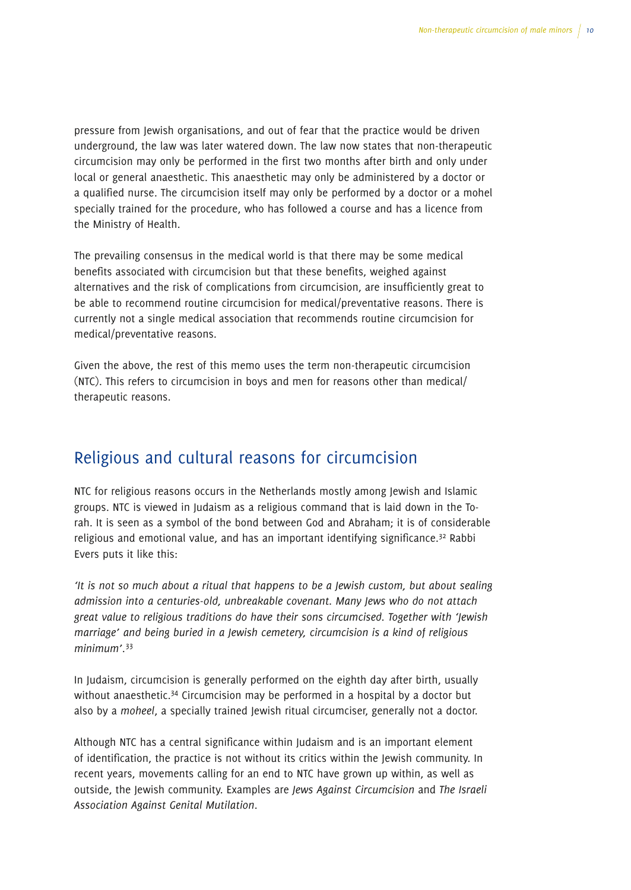pressure from Jewish organisations, and out of fear that the practice would be driven underground, the law was later watered down. The law now states that non-therapeutic circumcision may only be performed in the first two months after birth and only under local or general anaesthetic. This anaesthetic may only be administered by a doctor or a qualified nurse. The circumcision itself may only be performed by a doctor or a mohel specially trained for the procedure, who has followed a course and has a licence from the Ministry of Health.

The prevailing consensus in the medical world is that there may be some medical benefits associated with circumcision but that these benefits, weighed against alternatives and the risk of complications from circumcision, are insufficiently great to be able to recommend routine circumcision for medical/preventative reasons. There is currently not a single medical association that recommends routine circumcision for medical/preventative reasons.

Given the above, the rest of this memo uses the term non-therapeutic circumcision (NTC). This refers to circumcision in boys and men for reasons other than medical/therapeutic reasons.

## Religious and cultural reasons for circumcision

NTC for religious reasons occurs in the Netherlands mostly among Jewish and Islamic groups. NTC is viewed in Judaism as a religious command that is laid down in the Torah. It is seen as a symbol of the bond between God and Abraham; it is of considerable religious and emotional value, and has an important identifying significance.[32] Rabbi Evers puts it like this:

*'It is not so much about a ritual that happens to be a Jewish custom, but about sealing admission into a centuries-old, unbreakable covenant. Many Jews who do not attach great value to religious traditions do have their sons circumcised. Together with 'Jewish marriage' and being buried in a Jewish cemetery, circumcision is a kind of religious minimum'.*[33]

In Judaism, circumcision is generally performed on the eighth day after birth, usually without anaesthetic.[34] Circumcision may be performed in a hospital by a doctor but also by a *moheel*, a specially trained Jewish ritual circumciser, generally not a doctor.

Although NTC has a central significance within Judaism and is an important element of identification, the practice is not without its critics within the Jewish community. In recent years, movements calling for an end to NTC have grown up within, as well as outside, the Jewish community. Examples are *Jews Against Circumcision* and *The Israeli Association Against Genital Mutilation*.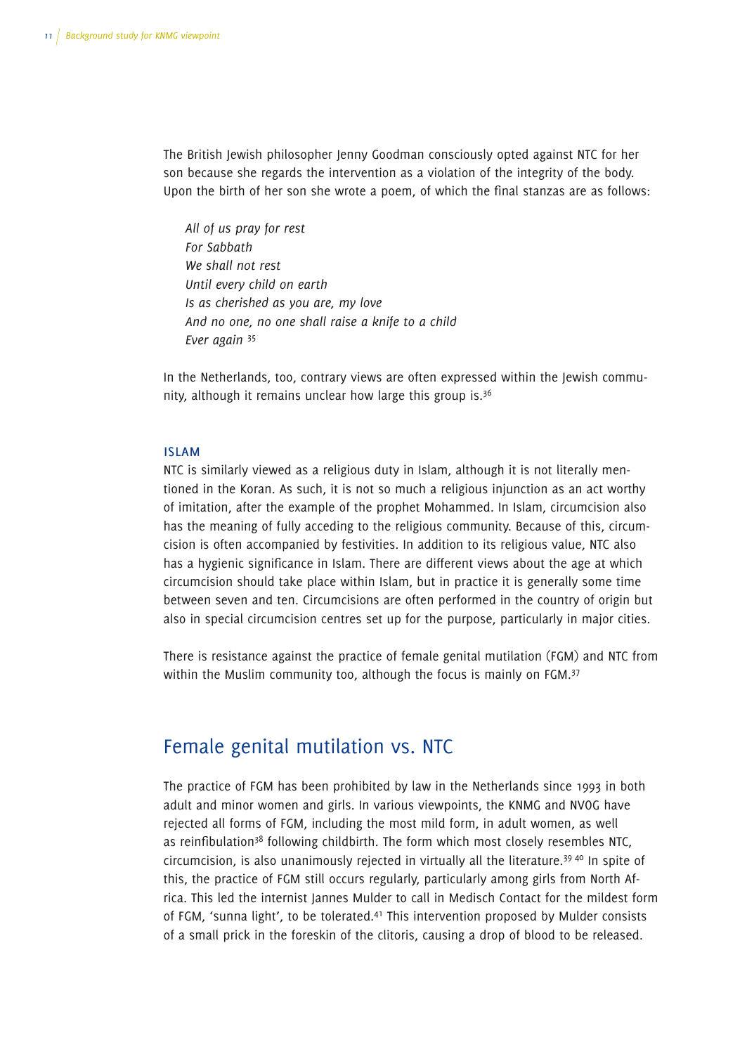The British Jewish philosopher Jenny Goodman consciously opted against NTC for her son because she regards the intervention as a violation of the integrity of the body. Upon the birth of her son she wrote a poem, of which the final stanzas are as follows:

*All of us pray for rest*
*For Sabbath*
*We shall not rest*
*Until every child on earth*
*Is as cherished as you are, my love*
*And no one, no one shall raise a knife to a child*
*Ever again* [35]

In the Netherlands, too, contrary views are often expressed within the Jewish community, although it remains unclear how large this group is.[36]

### ISLAM

NTC is similarly viewed as a religious duty in Islam, although it is not literally mentioned in the Koran. As such, it is not so much a religious injunction as an act worthy of imitation, after the example of the prophet Mohammed. In Islam, circumcision also has the meaning of fully acceding to the religious community. Because of this, circumcision is often accompanied by festivities. In addition to its religious value, NTC also has a hygienic significance in Islam. There are different views about the age at which circumcision should take place within Islam, but in practice it is generally some time between seven and ten. Circumcisions are often performed in the country of origin but also in special circumcision centres set up for the purpose, particularly in major cities.

There is resistance against the practice of female genital mutilation (FGM) and NTC from within the Muslim community too, although the focus is mainly on FGM.[37]

## Female genital mutilation vs. NTC

The practice of FGM has been prohibited by law in the Netherlands since 1993 in both adult and minor women and girls. In various viewpoints, the KNMG and NVOG have rejected all forms of FGM, including the most mild form, in adult women, as well as reinfibulation[38] following childbirth. The form which most closely resembles NTC, circumcision, is also unanimously rejected in virtually all the literature.[39] [40] In spite of this, the practice of FGM still occurs regularly, particularly among girls from North Africa. This led the internist Jannes Mulder to call in Medisch Contact for the mildest form of FGM, 'sunna light', to be tolerated.[41] This intervention proposed by Mulder consists of a small prick in the foreskin of the clitoris, causing a drop of blood to be released.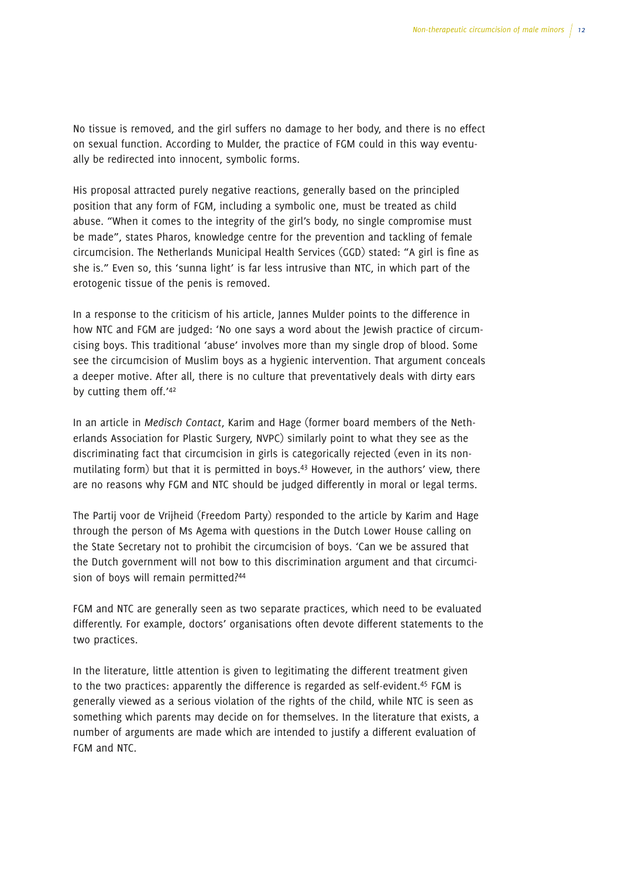No tissue is removed, and the girl suffers no damage to her body, and there is no effect on sexual function. According to Mulder, the practice of FGM could in this way eventually be redirected into innocent, symbolic forms.

His proposal attracted purely negative reactions, generally based on the principled position that any form of FGM, including a symbolic one, must be treated as child abuse. "When it comes to the integrity of the girl's body, no single compromise must be made", states Pharos, knowledge centre for the prevention and tackling of female circumcision. The Netherlands Municipal Health Services (GGD) stated: "A girl is fine as she is." Even so, this 'sunna light' is far less intrusive than NTC, in which part of the erotogenic tissue of the penis is removed.

In a response to the criticism of his article, Jannes Mulder points to the difference in how NTC and FGM are judged: 'No one says a word about the Jewish practice of circumcising boys. This traditional 'abuse' involves more than my single drop of blood. Some see the circumcision of Muslim boys as a hygienic intervention. That argument conceals a deeper motive. After all, there is no culture that preventatively deals with dirty ears by cutting them off.'[42]

In an article in *Medisch Contact*, Karim and Hage (former board members of the Netherlands Association for Plastic Surgery, NVPC) similarly point to what they see as the discriminating fact that circumcision in girls is categorically rejected (even in its non-mutilating form) but that it is permitted in boys.[43] However, in the authors' view, there are no reasons why FGM and NTC should be judged differently in moral or legal terms.

The Partij voor de Vrijheid (Freedom Party) responded to the article by Karim and Hage through the person of Ms Agema with questions in the Dutch Lower House calling on the State Secretary not to prohibit the circumcision of boys. 'Can we be assured that the Dutch government will not bow to this discrimination argument and that circumcision of boys will remain permitted?[44]

FGM and NTC are generally seen as two separate practices, which need to be evaluated differently. For example, doctors' organisations often devote different statements to the two practices.

In the literature, little attention is given to legitimating the different treatment given to the two practices: apparently the difference is regarded as self-evident.[45] FGM is generally viewed as a serious violation of the rights of the child, while NTC is seen as something which parents may decide on for themselves. In the literature that exists, a number of arguments are made which are intended to justify a different evaluation of FGM and NTC.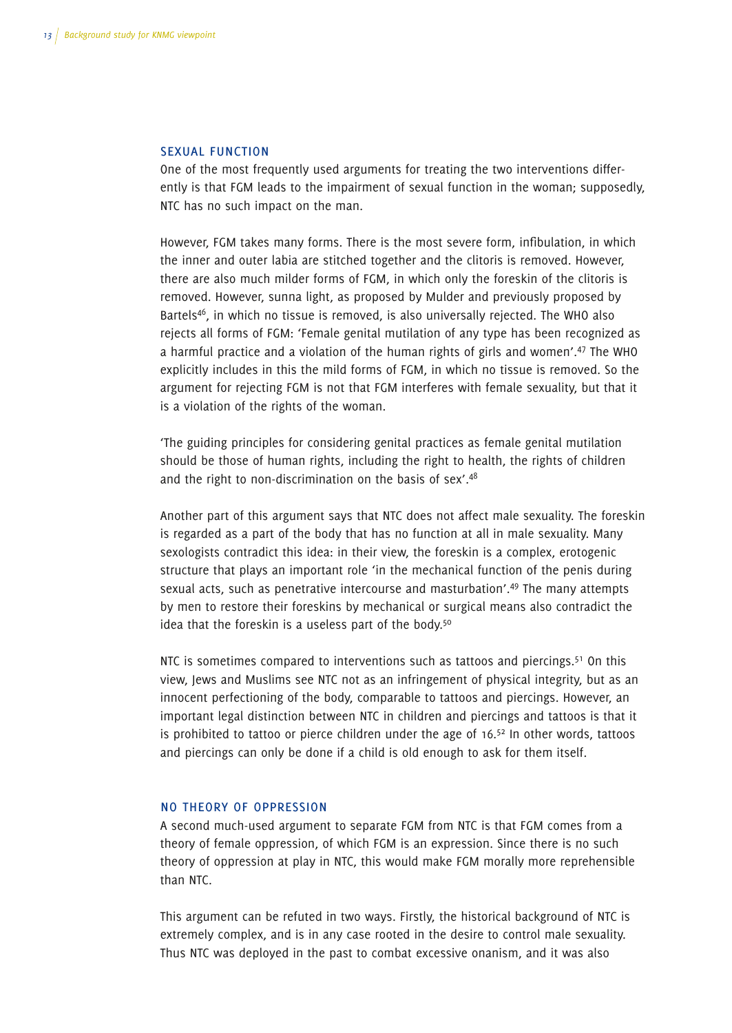## SEXUAL FUNCTION

One of the most frequently used arguments for treating the two interventions differently is that FGM leads to the impairment of sexual function in the woman; supposedly, NTC has no such impact on the man.

However, FGM takes many forms. There is the most severe form, infibulation, in which the inner and outer labia are stitched together and the clitoris is removed. However, there are also much milder forms of FGM, in which only the foreskin of the clitoris is removed. However, sunna light, as proposed by Mulder and previously proposed by Bartels[46], in which no tissue is removed, is also universally rejected. The WHO also rejects all forms of FGM: 'Female genital mutilation of any type has been recognized as a harmful practice and a violation of the human rights of girls and women'.[47] The WHO explicitly includes in this the mild forms of FGM, in which no tissue is removed. So the argument for rejecting FGM is not that FGM interferes with female sexuality, but that it is a violation of the rights of the woman.

'The guiding principles for considering genital practices as female genital mutilation should be those of human rights, including the right to health, the rights of children and the right to non-discrimination on the basis of sex'.[48]

Another part of this argument says that NTC does not affect male sexuality. The foreskin is regarded as a part of the body that has no function at all in male sexuality. Many sexologists contradict this idea: in their view, the foreskin is a complex, erotogenic structure that plays an important role 'in the mechanical function of the penis during sexual acts, such as penetrative intercourse and masturbation'.[49] The many attempts by men to restore their foreskins by mechanical or surgical means also contradict the idea that the foreskin is a useless part of the body.[50]

NTC is sometimes compared to interventions such as tattoos and piercings.[51] On this view, Jews and Muslims see NTC not as an infringement of physical integrity, but as an innocent perfectioning of the body, comparable to tattoos and piercings. However, an important legal distinction between NTC in children and piercings and tattoos is that it is prohibited to tattoo or pierce children under the age of 16.[52] In other words, tattoos and piercings can only be done if a child is old enough to ask for them itself.

## NO THEORY OF OPPRESSION

A second much-used argument to separate FGM from NTC is that FGM comes from a theory of female oppression, of which FGM is an expression. Since there is no such theory of oppression at play in NTC, this would make FGM morally more reprehensible than NTC.

This argument can be refuted in two ways. Firstly, the historical background of NTC is extremely complex, and is in any case rooted in the desire to control male sexuality. Thus NTC was deployed in the past to combat excessive onanism, and it was also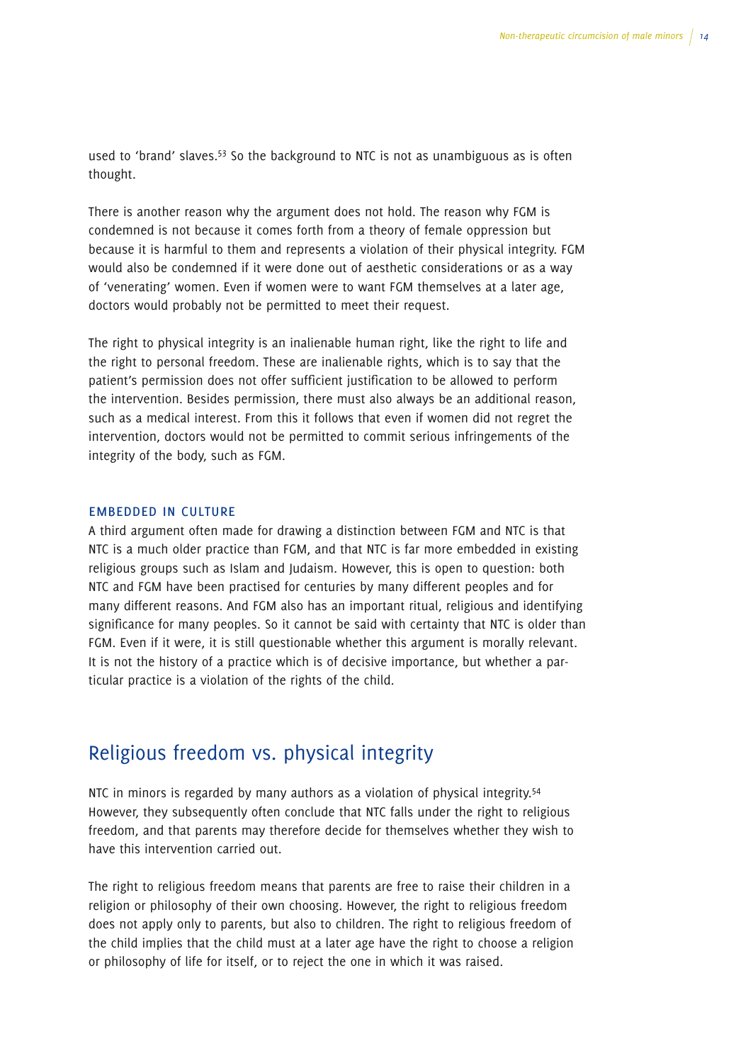used to 'brand' slaves.[53] So the background to NTC is not as unambiguous as is often thought.

There is another reason why the argument does not hold. The reason why FGM is condemned is not because it comes forth from a theory of female oppression but because it is harmful to them and represents a violation of their physical integrity. FGM would also be condemned if it were done out of aesthetic considerations or as a way of 'venerating' women. Even if women were to want FGM themselves at a later age, doctors would probably not be permitted to meet their request.

The right to physical integrity is an inalienable human right, like the right to life and the right to personal freedom. These are inalienable rights, which is to say that the patient's permission does not offer sufficient justification to be allowed to perform the intervention. Besides permission, there must also always be an additional reason, such as a medical interest. From this it follows that even if women did not regret the intervention, doctors would not be permitted to commit serious infringements of the integrity of the body, such as FGM.

### EMBEDDED IN CULTURE

A third argument often made for drawing a distinction between FGM and NTC is that NTC is a much older practice than FGM, and that NTC is far more embedded in existing religious groups such as Islam and Judaism. However, this is open to question: both NTC and FGM have been practised for centuries by many different peoples and for many different reasons. And FGM also has an important ritual, religious and identifying significance for many peoples. So it cannot be said with certainty that NTC is older than FGM. Even if it were, it is still questionable whether this argument is morally relevant. It is not the history of a practice which is of decisive importance, but whether a particular practice is a violation of the rights of the child.

## Religious freedom vs. physical integrity

NTC in minors is regarded by many authors as a violation of physical integrity.[54] However, they subsequently often conclude that NTC falls under the right to religious freedom, and that parents may therefore decide for themselves whether they wish to have this intervention carried out.

The right to religious freedom means that parents are free to raise their children in a religion or philosophy of their own choosing. However, the right to religious freedom does not apply only to parents, but also to children. The right to religious freedom of the child implies that the child must at a later age have the right to choose a religion or philosophy of life for itself, or to reject the one in which it was raised.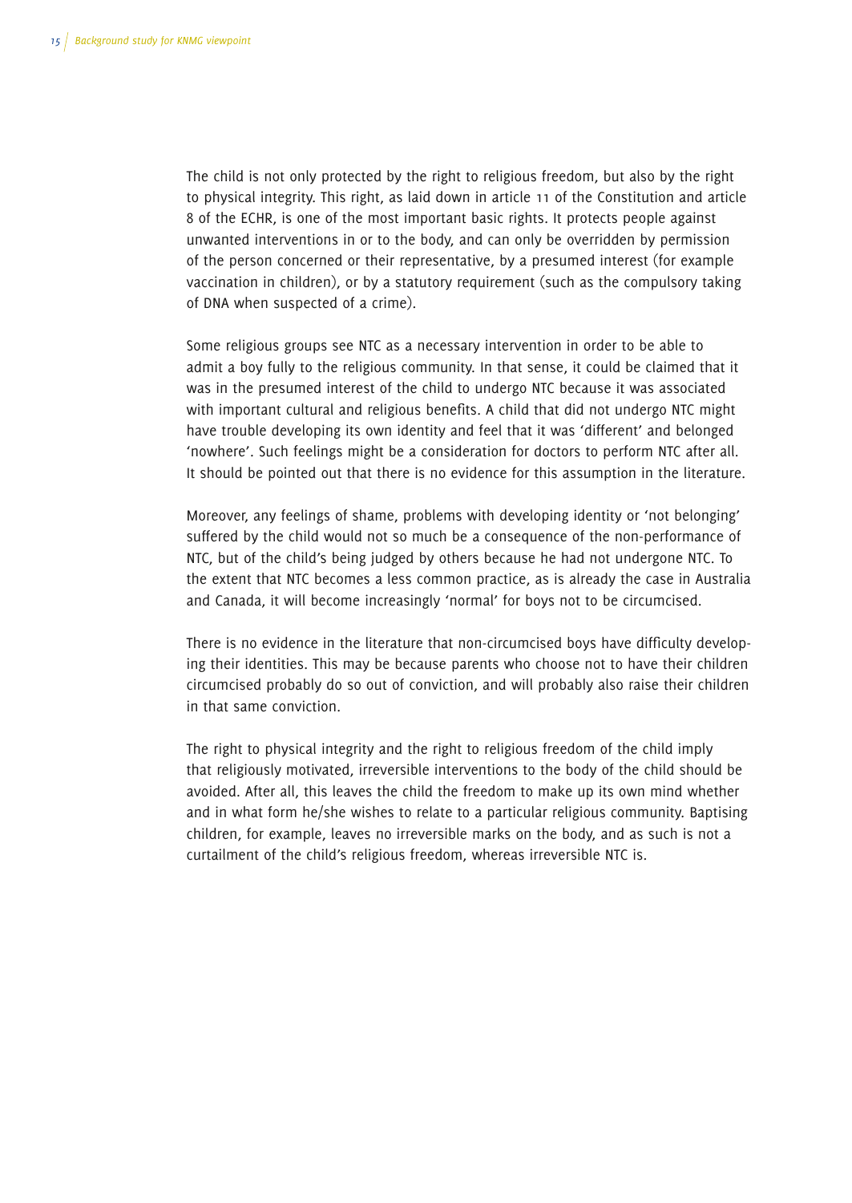The child is not only protected by the right to religious freedom, but also by the right to physical integrity. This right, as laid down in article 11 of the Constitution and article 8 of the ECHR, is one of the most important basic rights. It protects people against unwanted interventions in or to the body, and can only be overridden by permission of the person concerned or their representative, by a presumed interest (for example vaccination in children), or by a statutory requirement (such as the compulsory taking of DNA when suspected of a crime).

Some religious groups see NTC as a necessary intervention in order to be able to admit a boy fully to the religious community. In that sense, it could be claimed that it was in the presumed interest of the child to undergo NTC because it was associated with important cultural and religious benefits. A child that did not undergo NTC might have trouble developing its own identity and feel that it was 'different' and belonged 'nowhere'. Such feelings might be a consideration for doctors to perform NTC after all. It should be pointed out that there is no evidence for this assumption in the literature.

Moreover, any feelings of shame, problems with developing identity or 'not belonging' suffered by the child would not so much be a consequence of the non-performance of NTC, but of the child's being judged by others because he had not undergone NTC. To the extent that NTC becomes a less common practice, as is already the case in Australia and Canada, it will become increasingly 'normal' for boys not to be circumcised.

There is no evidence in the literature that non-circumcised boys have difficulty developing their identities. This may be because parents who choose not to have their children circumcised probably do so out of conviction, and will probably also raise their children in that same conviction.

The right to physical integrity and the right to religious freedom of the child imply that religiously motivated, irreversible interventions to the body of the child should be avoided. After all, this leaves the child the freedom to make up its own mind whether and in what form he/she wishes to relate to a particular religious community. Baptising children, for example, leaves no irreversible marks on the body, and as such is not a curtailment of the child's religious freedom, whereas irreversible NTC is.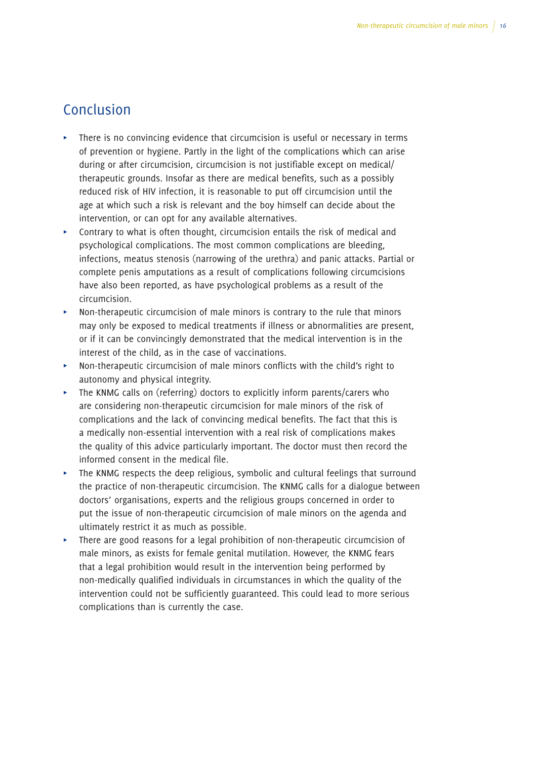## Conclusion

- There is no convincing evidence that circumcision is useful or necessary in terms of prevention or hygiene. Partly in the light of the complications which can arise during or after circumcision, circumcision is not justifiable except on medical/therapeutic grounds. Insofar as there are medical benefits, such as a possibly reduced risk of HIV infection, it is reasonable to put off circumcision until the age at which such a risk is relevant and the boy himself can decide about the intervention, or can opt for any available alternatives.
- Contrary to what is often thought, circumcision entails the risk of medical and psychological complications. The most common complications are bleeding, infections, meatus stenosis (narrowing of the urethra) and panic attacks. Partial or complete penis amputations as a result of complications following circumcisions have also been reported, as have psychological problems as a result of the circumcision.
- Non-therapeutic circumcision of male minors is contrary to the rule that minors may only be exposed to medical treatments if illness or abnormalities are present, or if it can be convincingly demonstrated that the medical intervention is in the interest of the child, as in the case of vaccinations.
- Non-therapeutic circumcision of male minors conflicts with the child's right to autonomy and physical integrity.
- The KNMG calls on (referring) doctors to explicitly inform parents/carers who are considering non-therapeutic circumcision for male minors of the risk of complications and the lack of convincing medical benefits. The fact that this is a medically non-essential intervention with a real risk of complications makes the quality of this advice particularly important. The doctor must then record the informed consent in the medical file.
- The KNMG respects the deep religious, symbolic and cultural feelings that surround the practice of non-therapeutic circumcision. The KNMG calls for a dialogue between doctors' organisations, experts and the religious groups concerned in order to put the issue of non-therapeutic circumcision of male minors on the agenda and ultimately restrict it as much as possible.
- There are good reasons for a legal prohibition of non-therapeutic circumcision of male minors, as exists for female genital mutilation. However, the KNMG fears that a legal prohibition would result in the intervention being performed by non-medically qualified individuals in circumstances in which the quality of the intervention could not be sufficiently guaranteed. This could lead to more serious complications than is currently the case.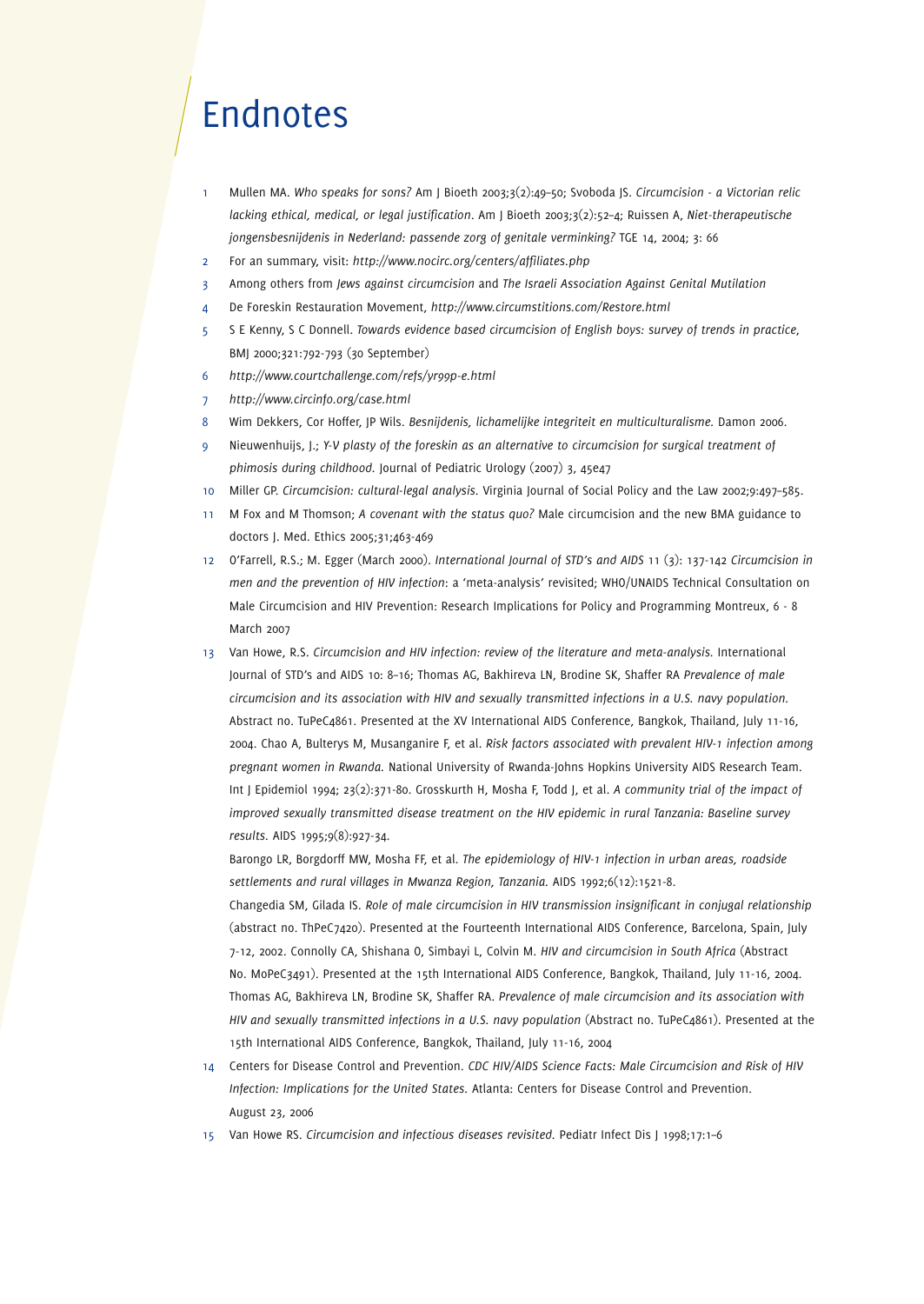# Endnotes

1. Mullen MA. *Who speaks for sons?* Am J Bioeth 2003;3(2):49–50; Svoboda JS. *Circumcision - a Victorian relic lacking ethical, medical, or legal justification*. Am J Bioeth 2003;3(2):52–4; Ruissen A, *Niet-therapeutische jongensbesnijdenis in Nederland: passende zorg of genitale verminking?* TGE 14, 2004; 3: 66
2. For an summary, visit: *http://www.nocirc.org/centers/affiliates.php*
3. Among others from *Jews against circumcision* and *The Israeli Association Against Genital Mutilation*
4. De Foreskin Restauration Movement, *http://www.circumstitions.com/Restore.html*
5. S E Kenny, S C Donnell. *Towards evidence based circumcision of English boys: survey of trends in practice*, BMJ 2000;321:792-793 (30 September)
6. *http://www.courtchallenge.com/refs/yr99p-e.html*
7. *http://www.circinfo.org/case.html*
8. Wim Dekkers, Cor Hoffer, JP Wils. *Besnijdenis, lichamelijke integriteit en multiculturalisme.* Damon 2006.
9. Nieuwenhuijs, J.; *Y-V plasty of the foreskin as an alternative to circumcision for surgical treatment of phimosis during childhood.* Journal of Pediatric Urology (2007) 3, 45e47
10. Miller GP. *Circumcision: cultural-legal analysis.* Virginia Journal of Social Policy and the Law 2002;9:497–585.
11. M Fox and M Thomson; *A covenant with the status quo?* Male circumcision and the new BMA guidance to doctors J. Med. Ethics 2005;31;463-469
12. O'Farrell, R.S.; M. Egger (March 2000). *International Journal of STD's and AIDS* 11 (3): 137-142 *Circumcision in men and the prevention of HIV infection*: a 'meta-analysis' revisited; WHO/UNAIDS Technical Consultation on Male Circumcision and HIV Prevention: Research Implications for Policy and Programming Montreux, 6 - 8 March 2007
13. Van Howe, R.S. *Circumcision and HIV infection: review of the literature and meta-analysis.* International Journal of STD's and AIDS 10: 8–16; Thomas AG, Bakhireva LN, Brodine SK, Shaffer RA *Prevalence of male circumcision and its association with HIV and sexually transmitted infections in a U.S. navy population.* Abstract no. TuPeC4861. Presented at the XV International AIDS Conference, Bangkok, Thailand, July 11-16, 2004. Chao A, Bulterys M, Musanganire F, et al. *Risk factors associated with prevalent HIV-1 infection among pregnant women in Rwanda.* National University of Rwanda-Johns Hopkins University AIDS Research Team. Int J Epidemiol 1994; 23(2):371-80. Grosskurth H, Mosha F, Todd J, et al. *A community trial of the impact of improved sexually transmitted disease treatment on the HIV epidemic in rural Tanzania: Baseline survey results.* AIDS 1995;9(8):927-34.

    Barongo LR, Borgdorff MW, Mosha FF, et al. *The epidemiology of HIV-1 infection in urban areas, roadside settlements and rural villages in Mwanza Region, Tanzania.* AIDS 1992;6(12):1521-8.

    Changedia SM, Gilada IS. *Role of male circumcision in HIV transmission insignificant in conjugal relationship* (abstract no. ThPeC7420). Presented at the Fourteenth International AIDS Conference, Barcelona, Spain, July 7-12, 2002. Connolly CA, Shishana O, Simbayi L, Colvin M. *HIV and circumcision in South Africa* (Abstract No. MoPeC3491). Presented at the 15th International AIDS Conference, Bangkok, Thailand, July 11-16, 2004. Thomas AG, Bakhireva LN, Brodine SK, Shaffer RA. *Prevalence of male circumcision and its association with HIV and sexually transmitted infections in a U.S. navy population* (Abstract no. TuPeC4861). Presented at the 15th International AIDS Conference, Bangkok, Thailand, July 11-16, 2004
14. Centers for Disease Control and Prevention. *CDC HIV/AIDS Science Facts: Male Circumcision and Risk of HIV Infection: Implications for the United States.* Atlanta: Centers for Disease Control and Prevention. August 23, 2006
15. Van Howe RS. *Circumcision and infectious diseases revisited.* Pediatr Infect Dis J 1998;17:1–6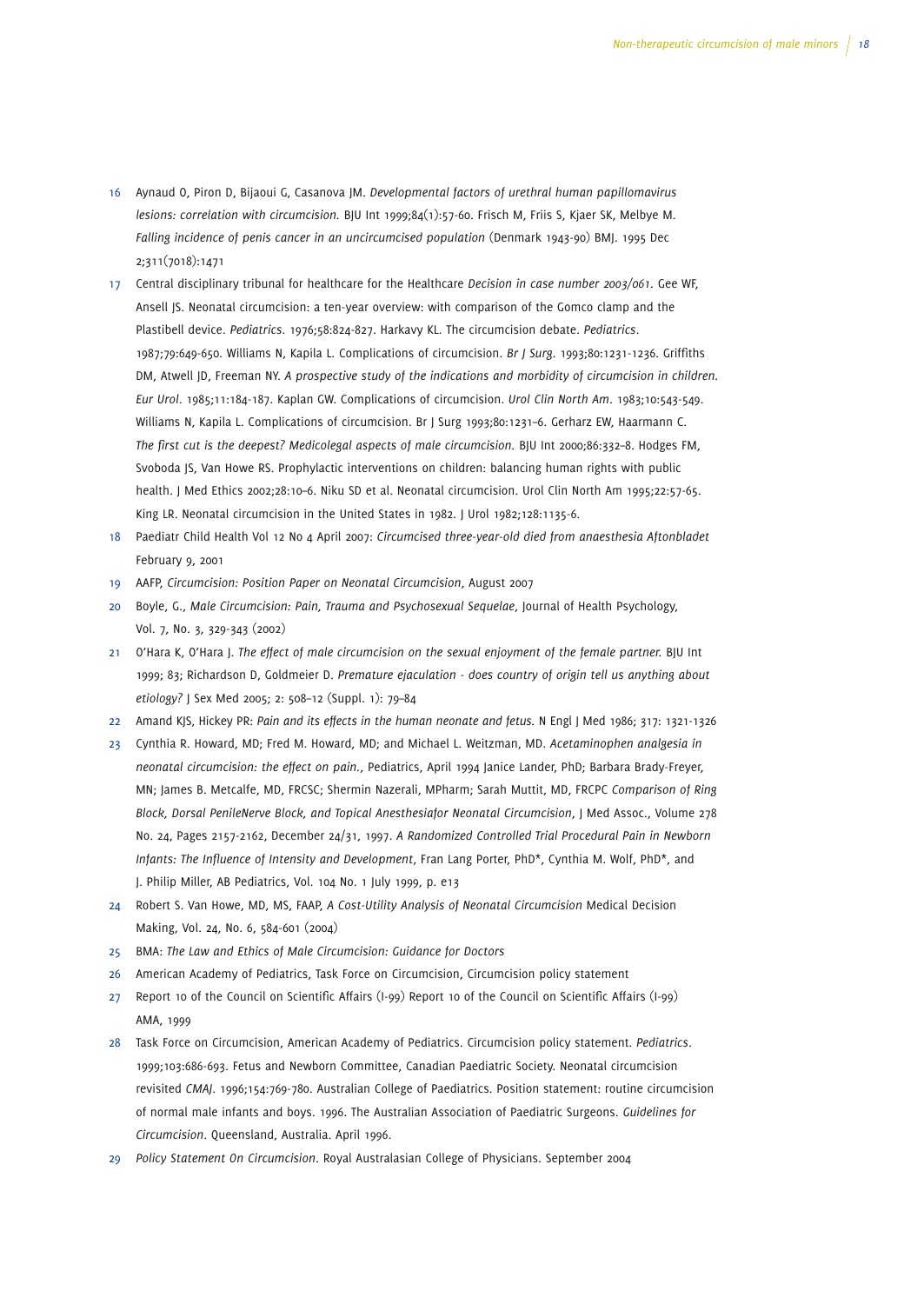16 Aynaud O, Piron D, Bijaoui G, Casanova JM. *Developmental factors of urethral human papillomavirus lesions: correlation with circumcision.* BJU Int 1999;84(1):57-60. Frisch M, Friis S, Kjaer SK, Melbye M. *Falling incidence of penis cancer in an uncircumcised population* (Denmark 1943-90) BMJ. 1995 Dec 2;311(7018):1471

17 Central disciplinary tribunal for healthcare for the Healthcare *Decision in case number 2003/061*. Gee WF, Ansell JS. Neonatal circumcision: a ten-year overview: with comparison of the Gomco clamp and the Plastibell device. *Pediatrics*. 1976;58:824-827. Harkavy KL. The circumcision debate. *Pediatrics*. 1987;79:649-650. Williams N, Kapila L. Complications of circumcision. *Br J Surg*. 1993;80:1231-1236. Griffiths DM, Atwell JD, Freeman NY. *A prospective study of the indications and morbidity of circumcision in children. Eur Urol*. 1985;11:184-187. Kaplan GW. Complications of circumcision. *Urol Clin North Am*. 1983;10:543-549. Williams N, Kapila L. Complications of circumcision. Br J Surg 1993;80:1231–6. Gerharz EW, Haarmann C. *The first cut is the deepest? Medicolegal aspects of male circumcision.* BJU Int 2000;86:332–8. Hodges FM, Svoboda JS, Van Howe RS. Prophylactic interventions on children: balancing human rights with public health. J Med Ethics 2002;28:10–6. Niku SD et al. Neonatal circumcision. Urol Clin North Am 1995;22:57-65. King LR. Neonatal circumcision in the United States in 1982. J Urol 1982;128:1135-6.

18 Paediatr Child Health Vol 12 No 4 April 2007: *Circumcised three-year-old died from anaesthesia Aftonbladet* February 9, 2001

19 AAFP, *Circumcision: Position Paper on Neonatal Circumcision*, August 2007

20 Boyle, G., *Male Circumcision: Pain, Trauma and Psychosexual Sequelae*, Journal of Health Psychology, Vol. 7, No. 3, 329-343 (2002)

21 O'Hara K, O'Hara J. *The effect of male circumcision on the sexual enjoyment of the female partner.* BJU Int 1999; 83; Richardson D, Goldmeier D. *Premature ejaculation - does country of origin tell us anything about etiology?* J Sex Med 2005; 2: 508–12 (Suppl. 1): 79–84

22 Amand KJS, Hickey PR: *Pain and its effects in the human neonate and fetus.* N Engl J Med 1986; 317: 1321-1326

23 Cynthia R. Howard, MD; Fred M. Howard, MD; and Michael L. Weitzman, MD. *Acetaminophen analgesia in neonatal circumcision: the effect on pain.*, Pediatrics, April 1994 Janice Lander, PhD; Barbara Brady-Freyer, MN; James B. Metcalfe, MD, FRCSC; Shermin Nazerali, MPharm; Sarah Muttit, MD, FRCPC *Comparison of Ring Block, Dorsal PenileNerve Block, and Topical Anesthesiafor Neonatal Circumcision*, J Med Assoc., Volume 278 No. 24, Pages 2157-2162, December 24/31, 1997. *A Randomized Controlled Trial Procedural Pain in Newborn Infants: The Influence of Intensity and Development*, Fran Lang Porter, PhD*, Cynthia M. Wolf, PhD*, and J. Philip Miller, AB Pediatrics, Vol. 104 No. 1 July 1999, p. e13

24 Robert S. Van Howe, MD, MS, FAAP, *A Cost-Utility Analysis of Neonatal Circumcision* Medical Decision Making, Vol. 24, No. 6, 584-601 (2004)

25 BMA: *The Law and Ethics of Male Circumcision: Guidance for Doctors*

26 American Academy of Pediatrics, Task Force on Circumcision, Circumcision policy statement

27 Report 10 of the Council on Scientific Affairs (I-99) Report 10 of the Council on Scientific Affairs (I-99) AMA, 1999

28 Task Force on Circumcision, American Academy of Pediatrics. Circumcision policy statement. *Pediatrics*. 1999;103:686-693. Fetus and Newborn Committee, Canadian Paediatric Society. Neonatal circumcision revisited *CMAJ*. 1996;154:769-780. Australian College of Paediatrics. Position statement: routine circumcision of normal male infants and boys. 1996. The Australian Association of Paediatric Surgeons. *Guidelines for Circumcision*. Queensland, Australia. April 1996.

29 *Policy Statement On Circumcision*. Royal Australasian College of Physicians. September 2004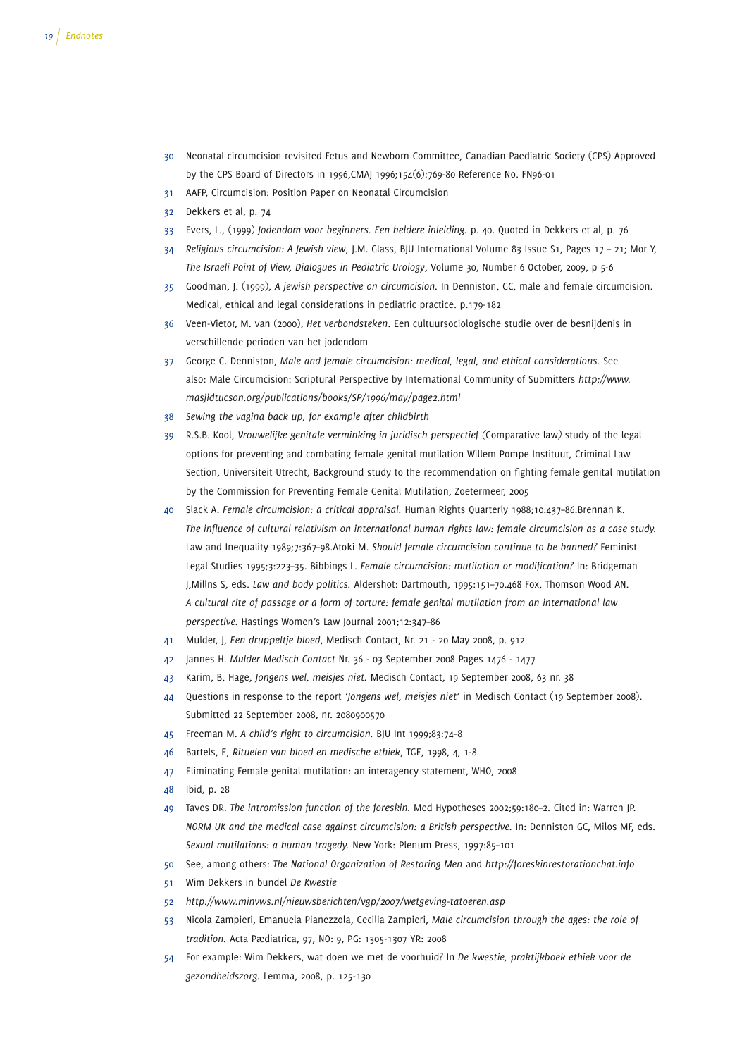30 Neonatal circumcision revisited Fetus and Newborn Committee, Canadian Paediatric Society (CPS) Approved by the CPS Board of Directors in 1996,CMAJ 1996;154(6):769-80 Reference No. FN96-01

31 AAFP, Circumcision: Position Paper on Neonatal Circumcision

32 Dekkers et al, p. 74

33 Evers, L., (1999) *Jodendom voor beginners. Een heldere inleiding.* p. 40. Quoted in Dekkers et al, p. 76

34 *Religious circumcision: A Jewish view*, J.M. Glass, BJU International Volume 83 Issue S1, Pages 17 – 21; Mor Y, *The Israeli Point of View, Dialogues in Pediatric Urology*, Volume 30, Number 6 October, 2009, p 5-6

35 Goodman, J. (1999), *A jewish perspective on circumcision.* In Denniston, GC, male and female circumcision. Medical, ethical and legal considerations in pediatric practice. p.179-182

36 Veen-Vietor, M. van (2000), *Het verbondsteken*. Een cultuursociologische studie over de besnijdenis in verschillende perioden van het jodendom

37 George C. Denniston, *Male and female circumcision: medical, legal, and ethical considerations.* See also: Male Circumcision: Scriptural Perspective by International Community of Submitters *http://www.masjidtucson.org/publications/books/SP/1996/may/page2.html*

38 *Sewing the vagina back up, for example after childbirth*

39 R.S.B. Kool, *Vrouwelijke genitale verminking in juridisch perspectief* (Comparative law) study of the legal options for preventing and combating female genital mutilation Willem Pompe Instituut, Criminal Law Section, Universiteit Utrecht, Background study to the recommendation on fighting female genital mutilation by the Commission for Preventing Female Genital Mutilation, Zoetermeer, 2005

40 Slack A. *Female circumcision: a critical appraisal.* Human Rights Quarterly 1988;10:437–86.Brennan K. *The influence of cultural relativism on international human rights law: female circumcision as a case study.* Law and Inequality 1989;7:367–98.Atoki M. *Should female circumcision continue to be banned?* Feminist Legal Studies 1995;3:223–35. Bibbings L. *Female circumcision: mutilation or modification?* In: Bridgeman J,Millns S, eds. *Law and body politics.* Aldershot: Dartmouth, 1995:151–70.468 Fox, Thomson Wood AN. *A cultural rite of passage or a form of torture: female genital mutilation from an international law perspective.* Hastings Women's Law Journal 2001;12:347–86

41 Mulder, J, *Een druppeltje bloed*, Medisch Contact, Nr. 21 - 20 May 2008, p. 912

42 Jannes H. *Mulder Medisch Contact* Nr. 36 - 03 September 2008 Pages 1476 - 1477

43 Karim, B, Hage, *Jongens wel, meisjes niet.* Medisch Contact, 19 September 2008, 63 nr. 38

44 Questions in response to the report *'Jongens wel, meisjes niet'* in Medisch Contact (19 September 2008). Submitted 22 September 2008, nr. 2080900570

45 Freeman M. *A child's right to circumcision.* BJU Int 1999;83:74–8

46 Bartels, E, *Rituelen van bloed en medische ethiek*, TGE, 1998, 4, 1-8

47 Eliminating Female genital mutilation: an interagency statement, WHO, 2008

48 Ibid, p. 28

49 Taves DR. *The intromission function of the foreskin.* Med Hypotheses 2002;59:180–2. Cited in: Warren JP. *NORM UK and the medical case against circumcision: a British perspective.* In: Denniston GC, Milos MF, eds. *Sexual mutilations: a human tragedy.* New York: Plenum Press, 1997:85–101

50 See, among others: *The National Organization of Restoring Men* and *http://foreskinrestorationchat.info*

51 Wim Dekkers in bundel *De Kwestie*

52 *http://www.minvws.nl/nieuwsberichten/vgp/2007/wetgeving-tatoeren.asp*

53 Nicola Zampieri, Emanuela Pianezzola, Cecilia Zampieri, *Male circumcision through the ages: the role of tradition.* Acta Pædiatrica, 97, NO: 9, PG: 1305-1307 YR: 2008

54 For example: Wim Dekkers, wat doen we met de voorhuid? In *De kwestie, praktijkboek ethiek voor de gezondheidszorg.* Lemma, 2008, p. 125-130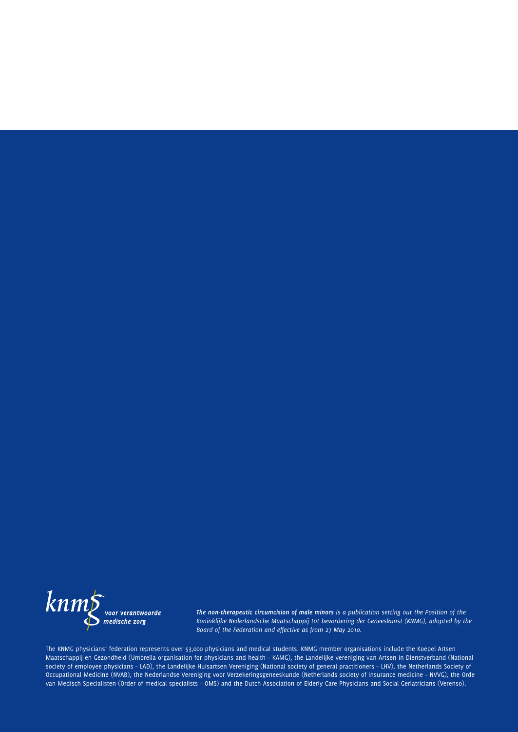knmg voor verantwoorde medische zorg

***The non-therapeutic circumcision of male minors*** *is a publication setting out the Position of the Koninklijke Nederlandsche Maatschappij tot bevordering der Geneeskunst (KNMG), adopted by the Board of the Federation and effective as from 27 May 2010.*

The KNMG physicians' federation represents over 53,000 physicians and medical students. KNMG member organisations include the Koepel Artsen Maatschappij en Gezondheid (Umbrella organisation for physicians and health – KAMG), the Landelijke vereniging van Artsen in Dienstverband (National society of employee physicians – LAD), the Landelijke Huisartsen Vereniging (National society of general practitioners – LHV), the Netherlands Society of Occupational Medicine (NVAB), the Nederlandse Vereniging voor Verzekeringsgeneeskunde (Netherlands society of insurance medicine – NVVG), the Orde van Medisch Specialisten (Order of medical specialists – OMS) and the Dutch Association of Elderly Care Physicians and Social Geriatricians (Verenso).